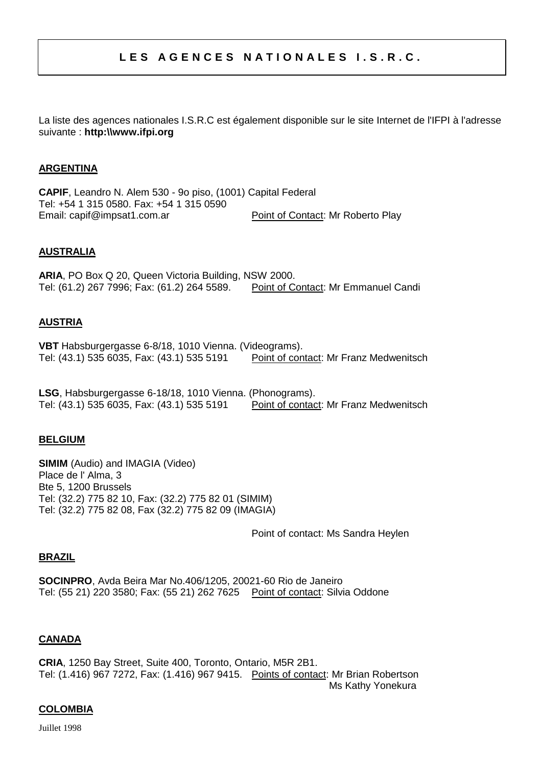# L E S   A G E N C E S   N A T I O N A L E S   I . S . R . C .

La liste des agences nationales I.S.R.C est également disponible sur le site Internet de l'IFPI à l'adresse suivante : **http:\\www.ifpi.org**

## ARGENTINA

**CAPIF**, Leandro N. Alem 530 - 9o piso, (1001) Capital Federal
Tel: +54 1 315 0580. Fax: +54 1 315 0590
Email: capif@impsat1.com.ar Point of Contact: Mr Roberto Play

## AUSTRALIA

**ARIA**, PO Box Q 20, Queen Victoria Building, NSW 2000.
Tel: (61.2) 267 7996; Fax: (61.2) 264 5589. Point of Contact: Mr Emmanuel Candi

## AUSTRIA

**VBT** Habsburgergasse 6-8/18, 1010 Vienna. (Videograms).
Tel: (43.1) 535 6035, Fax: (43.1) 535 5191 Point of contact: Mr Franz Medwenitsch

**LSG**, Habsburgergasse 6-18/18, 1010 Vienna. (Phonograms).
Tel: (43.1) 535 6035, Fax: (43.1) 535 5191 Point of contact: Mr Franz Medwenitsch

## BELGIUM

**SIMIM** (Audio) and IMAGIA (Video)
Place de l' Alma, 3
Bte 5, 1200 Brussels
Tel: (32.2) 775 82 10, Fax: (32.2) 775 82 01 (SIMIM)
Tel: (32.2) 775 82 08, Fax (32.2) 775 82 09 (IMAGIA)

Point of contact: Ms Sandra Heylen

## BRAZIL

**SOCINPRO**, Avda Beira Mar No.406/1205, 20021-60 Rio de Janeiro
Tel: (55 21) 220 3580; Fax: (55 21) 262 7625 Point of contact: Silvia Oddone

## CANADA

**CRIA**, 1250 Bay Street, Suite 400, Toronto, Ontario, M5R 2B1.
Tel: (1.416) 967 7272, Fax: (1.416) 967 9415. Points of contact: Mr Brian Robertson
Ms Kathy Yonekura

## COLOMBIA

Juillet 1998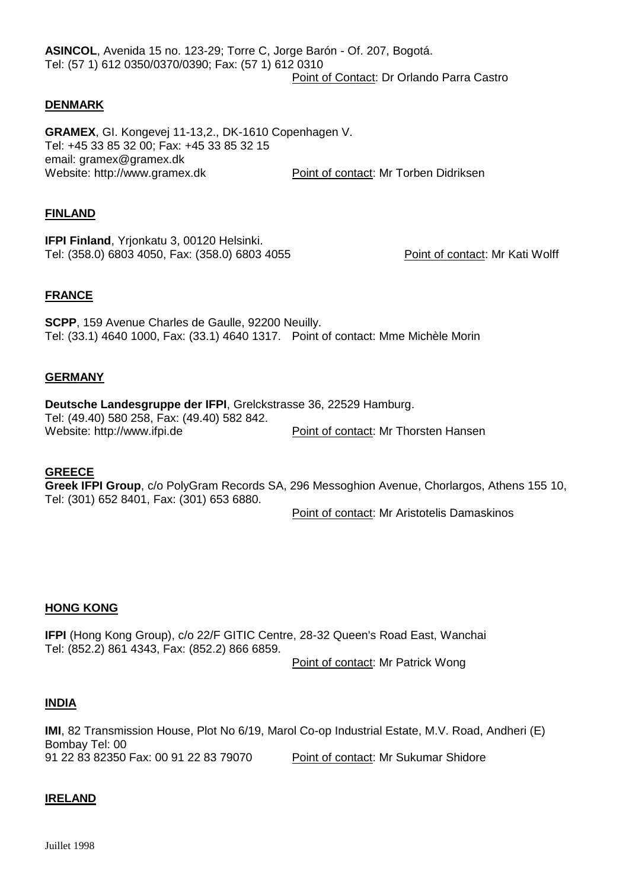**ASINCOL**, Avenida 15 no. 123-29; Torre C, Jorge Barón - Of. 207, Bogotá.
Tel: (57 1) 612 0350/0370/0390; Fax: (57 1) 612 0310
Point of Contact: Dr Orlando Parra Castro

## DENMARK

**GRAMEX**, GI. Kongevej 11-13,2., DK-1610 Copenhagen V.
Tel: +45 33 85 32 00; Fax: +45 33 85 32 15
email: gramex@gramex.dk
Website: http://www.gramex.dk Point of contact: Mr Torben Didriksen

## FINLAND

**IFPI Finland**, Yrjonkatu 3, 00120 Helsinki.
Tel: (358.0) 6803 4050, Fax: (358.0) 6803 4055 Point of contact: Mr Kati Wolff

## FRANCE

**SCPP**, 159 Avenue Charles de Gaulle, 92200 Neuilly.
Tel: (33.1) 4640 1000, Fax: (33.1) 4640 1317. Point of contact: Mme Michèle Morin

## GERMANY

**Deutsche Landesgruppe der IFPI**, Grelckstrasse 36, 22529 Hamburg.
Tel: (49.40) 580 258, Fax: (49.40) 582 842.
Website: http://www.ifpi.de Point of contact: Mr Thorsten Hansen

## GREECE

**Greek IFPI Group**, c/o PolyGram Records SA, 296 Messoghion Avenue, Chorlargos, Athens 155 10,
Tel: (301) 652 8401, Fax: (301) 653 6880.
Point of contact: Mr Aristotelis Damaskinos

## HONG KONG

**IFPI** (Hong Kong Group), c/o 22/F GITIC Centre, 28-32 Queen's Road East, Wanchai
Tel: (852.2) 861 4343, Fax: (852.2) 866 6859.
Point of contact: Mr Patrick Wong

## INDIA

**IMI**, 82 Transmission House, Plot No 6/19, Marol Co-op Industrial Estate, M.V. Road, Andheri (E)
Bombay Tel: 00
91 22 83 82350 Fax: 00 91 22 83 79070 Point of contact: Mr Sukumar Shidore

## IRELAND

Juillet 1998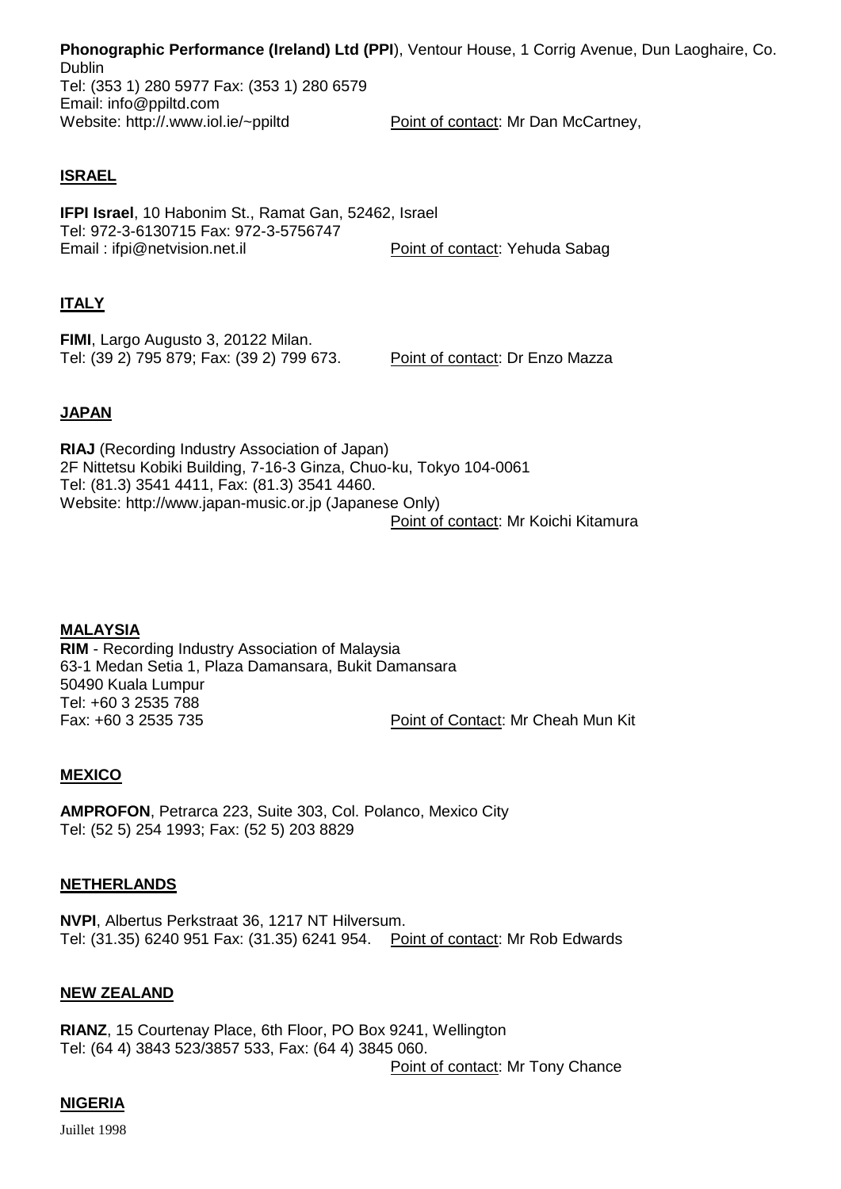**Phonographic Performance (Ireland) Ltd (PPI**), Ventour House, 1 Corrig Avenue, Dun Laoghaire, Co. Dublin
Tel: (353 1) 280 5977 Fax: (353 1) 280 6579
Email: info@ppiltd.com
Website: http://.www.iol.ie/~ppiltd Point of contact: Mr Dan McCartney,

## ISRAEL

**IFPI Israel**, 10 Habonim St., Ramat Gan, 52462, Israel
Tel: 972-3-6130715 Fax: 972-3-5756747
Email : ifpi@netvision.net.il Point of contact: Yehuda Sabag

## ITALY

**FIMI**, Largo Augusto 3, 20122 Milan.
Tel: (39 2) 795 879; Fax: (39 2) 799 673. Point of contact: Dr Enzo Mazza

## JAPAN

**RIAJ** (Recording Industry Association of Japan)
2F Nittetsu Kobiki Building, 7-16-3 Ginza, Chuo-ku, Tokyo 104-0061
Tel: (81.3) 3541 4411, Fax: (81.3) 3541 4460.
Website: http://www.japan-music.or.jp (Japanese Only)
Point of contact: Mr Koichi Kitamura

## MALAYSIA

**RIM** - Recording Industry Association of Malaysia
63-1 Medan Setia 1, Plaza Damansara, Bukit Damansara
50490 Kuala Lumpur
Tel: +60 3 2535 788
Fax: +60 3 2535 735 Point of Contact: Mr Cheah Mun Kit

## MEXICO

**AMPROFON**, Petrarca 223, Suite 303, Col. Polanco, Mexico City
Tel: (52 5) 254 1993; Fax: (52 5) 203 8829

## NETHERLANDS

**NVPI**, Albertus Perkstraat 36, 1217 NT Hilversum.
Tel: (31.35) 6240 951 Fax: (31.35) 6241 954. Point of contact: Mr Rob Edwards

## NEW ZEALAND

**RIANZ**, 15 Courtenay Place, 6th Floor, PO Box 9241, Wellington
Tel: (64 4) 3843 523/3857 533, Fax: (64 4) 3845 060.
Point of contact: Mr Tony Chance

## NIGERIA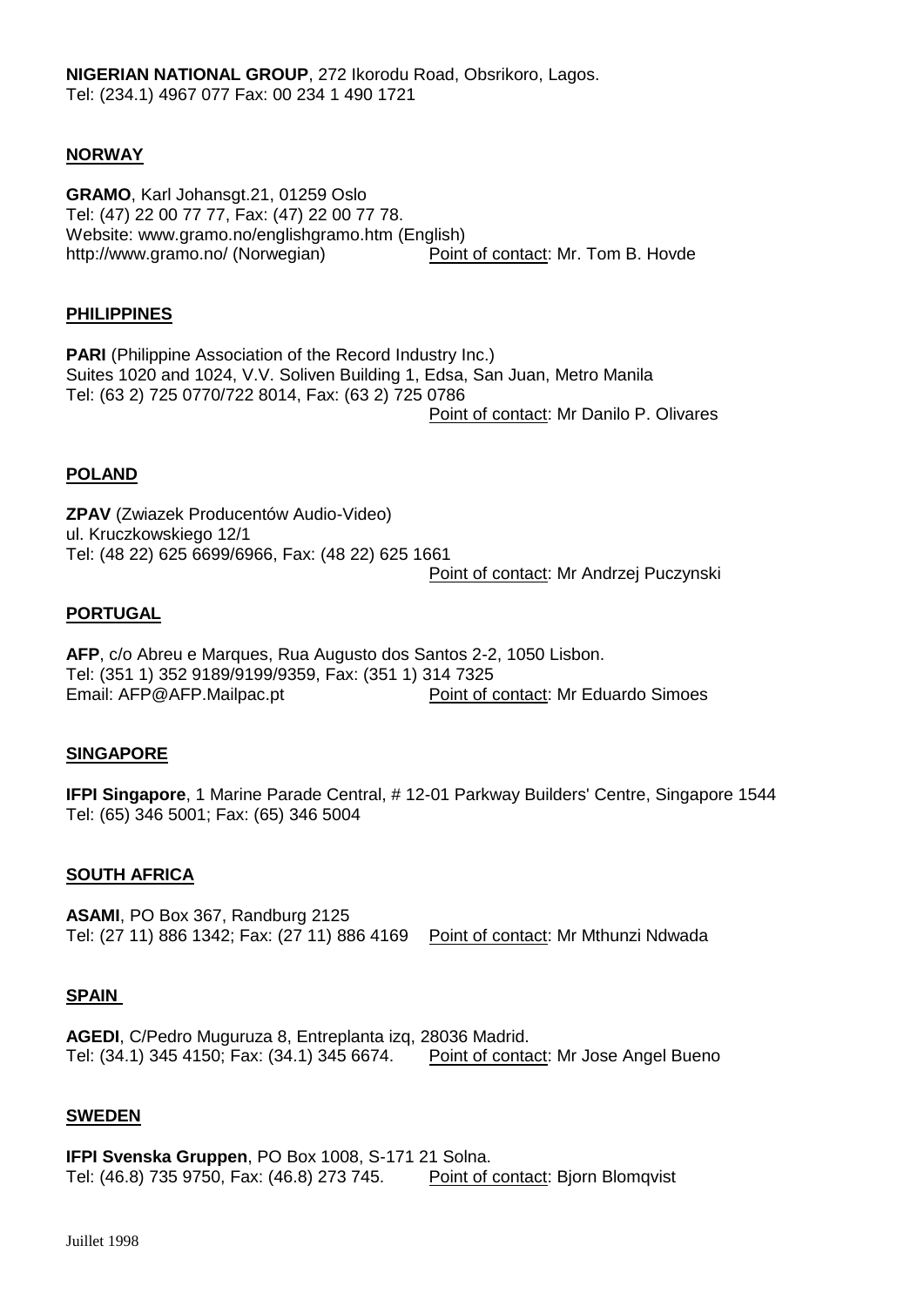**NIGERIAN NATIONAL GROUP**, 272 Ikorodu Road, Obsrikoro, Lagos.
Tel: (234.1) 4967 077 Fax: 00 234 1 490 1721

## NORWAY

**GRAMO**, Karl Johansgt.21, 01259 Oslo
Tel: (47) 22 00 77 77, Fax: (47) 22 00 77 78.
Website: www.gramo.no/englishgramo.htm (English)
http://www.gramo.no/ (Norwegian) Point of contact: Mr. Tom B. Hovde

## PHILIPPINES

**PARI** (Philippine Association of the Record Industry Inc.)
Suites 1020 and 1024, V.V. Soliven Building 1, Edsa, San Juan, Metro Manila
Tel: (63 2) 725 0770/722 8014, Fax: (63 2) 725 0786
Point of contact: Mr Danilo P. Olivares

## POLAND

**ZPAV** (Zwiazek Producentów Audio-Video)
ul. Kruczkowskiego 12/1
Tel: (48 22) 625 6699/6966, Fax: (48 22) 625 1661
Point of contact: Mr Andrzej Puczynski

## PORTUGAL

**AFP**, c/o Abreu e Marques, Rua Augusto dos Santos 2-2, 1050 Lisbon.
Tel: (351 1) 352 9189/9199/9359, Fax: (351 1) 314 7325
Email: AFP@AFP.Mailpac.pt Point of contact: Mr Eduardo Simoes

## SINGAPORE

**IFPI Singapore**, 1 Marine Parade Central, # 12-01 Parkway Builders' Centre, Singapore 1544
Tel: (65) 346 5001; Fax: (65) 346 5004

## SOUTH AFRICA

**ASAMI**, PO Box 367, Randburg 2125
Tel: (27 11) 886 1342; Fax: (27 11) 886 4169 Point of contact: Mr Mthunzi Ndwada

## SPAIN

**AGEDI**, C/Pedro Muguruza 8, Entreplanta izq, 28036 Madrid.
Tel: (34.1) 345 4150; Fax: (34.1) 345 6674. Point of contact: Mr Jose Angel Bueno

## SWEDEN

**IFPI Svenska Gruppen**, PO Box 1008, S-171 21 Solna.
Tel: (46.8) 735 9750, Fax: (46.8) 273 745. Point of contact: Bjorn Blomqvist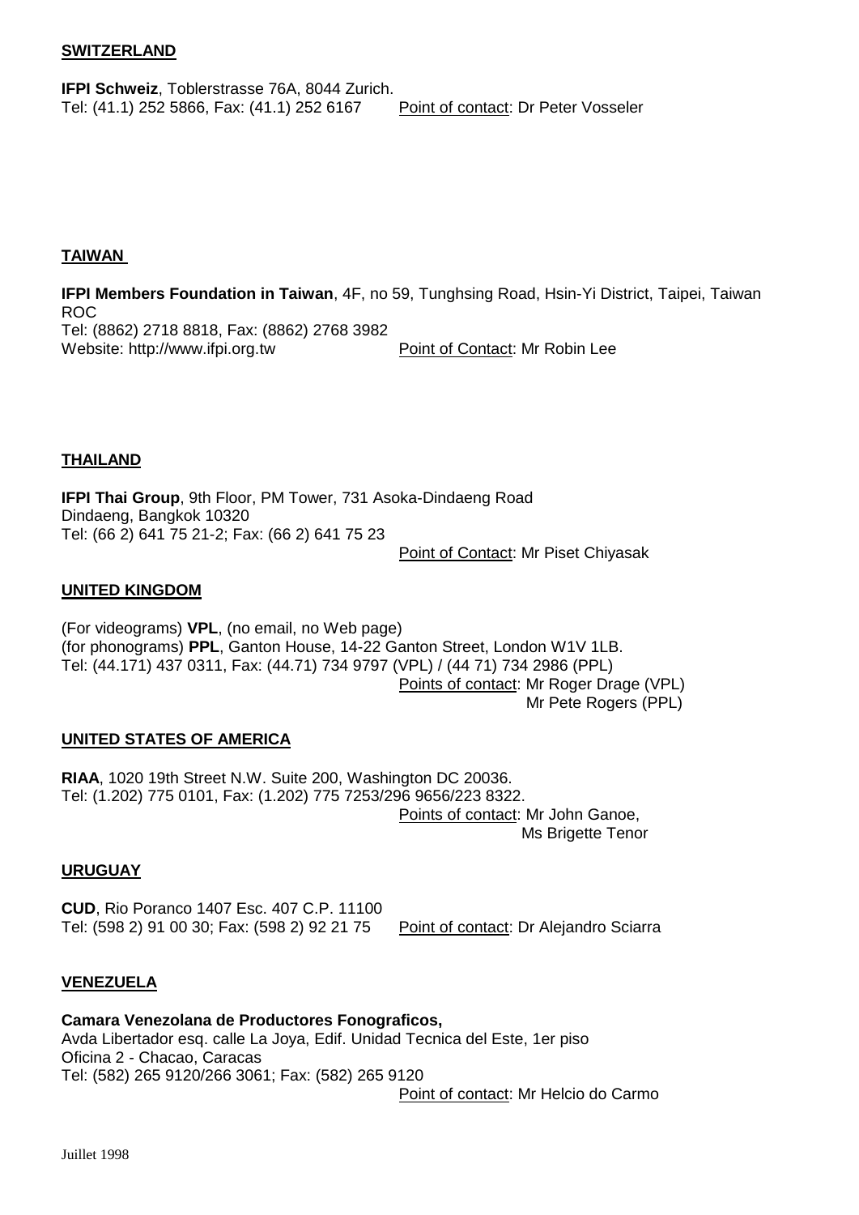**SWITZERLAND**

**IFPI Schweiz**, Toblerstrasse 76A, 8044 Zurich.
Tel: (41.1) 252 5866, Fax: (41.1) 252 6167    Point of contact: Dr Peter Vosseler

**TAIWAN**

**IFPI Members Foundation in Taiwan**, 4F, no 59, Tunghsing Road, Hsin-Yi District, Taipei, Taiwan ROC
Tel: (8862) 2718 8818, Fax: (8862) 2768 3982
Website: http://www.ifpi.org.tw    Point of Contact: Mr Robin Lee

**THAILAND**

**IFPI Thai Group**, 9th Floor, PM Tower, 731 Asoka-Dindaeng Road
Dindaeng, Bangkok 10320
Tel: (66 2) 641 75 21-2; Fax: (66 2) 641 75 23
Point of Contact: Mr Piset Chiyasak

**UNITED KINGDOM**

(For videograms) **VPL**, (no email, no Web page)
(for phonograms) **PPL**, Ganton House, 14-22 Ganton Street, London W1V 1LB.
Tel: (44.171) 437 0311, Fax: (44.71) 734 9797 (VPL) / (44 71) 734 2986 (PPL)
Points of contact: Mr Roger Drage (VPL)
Mr Pete Rogers (PPL)

**UNITED STATES OF AMERICA**

**RIAA**, 1020 19th Street N.W. Suite 200, Washington DC 20036.
Tel: (1.202) 775 0101, Fax: (1.202) 775 7253/296 9656/223 8322.
Points of contact: Mr John Ganoe,
Ms Brigette Tenor

**URUGUAY**

**CUD**, Rio Poranco 1407 Esc. 407 C.P. 11100
Tel: (598 2) 91 00 30; Fax: (598 2) 92 21 75    Point of contact: Dr Alejandro Sciarra

**VENEZUELA**

**Camara Venezolana de Productores Fonograficos,**
Avda Libertador esq. calle La Joya, Edif. Unidad Tecnica del Este, 1er piso
Oficina 2 - Chacao, Caracas
Tel: (582) 265 9120/266 3061; Fax: (582) 265 9120
Point of contact: Mr Helcio do Carmo

Juillet 1998